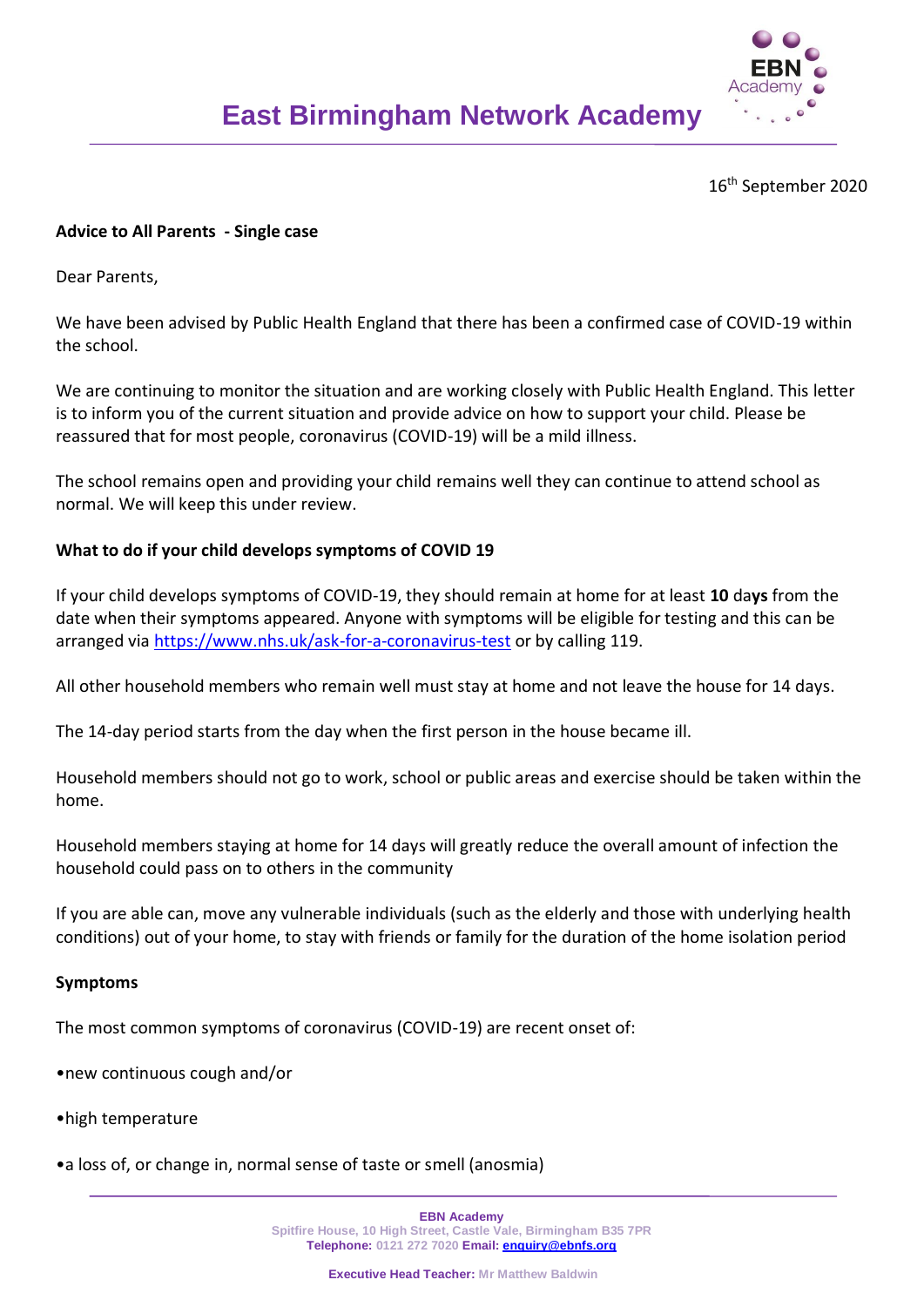# East Birmingham Network Academy

16th September 2020

**Advice to All Parents - Single case**

Dear Parents,

We have been advised by Public Health England that there has been a confirmed case of COVID-19 within the school.

We are continuing to monitor the situation and are working closely with Public Health England. This letter is to inform you of the current situation and provide advice on how to support your child. Please be reassured that for most people, coronavirus (COVID-19) will be a mild illness.

The school remains open and providing your child remains well they can continue to attend school as normal. We will keep this under review.

**What to do if your child develops symptoms of COVID 19**

If your child develops symptoms of COVID-19, they should remain at home for at least **10** da**ys** from the date when their symptoms appeared. Anyone with symptoms will be eligible for testing and this can be arranged via [https://www.nhs.uk/ask-for-a-coronavirus-test](https://www.nhs.uk/ask-for-a-coronavirus-test) or by calling 119.

All other household members who remain well must stay at home and not leave the house for 14 days.

The 14-day period starts from the day when the first person in the house became ill.

Household members should not go to work, school or public areas and exercise should be taken within the home.

Household members staying at home for 14 days will greatly reduce the overall amount of infection the household could pass on to others in the community

If you are able can, move any vulnerable individuals (such as the elderly and those with underlying health conditions) out of your home, to stay with friends or family for the duration of the home isolation period

**Symptoms**

The most common symptoms of coronavirus (COVID-19) are recent onset of:

- new continuous cough and/or
- high temperature
- a loss of, or change in, normal sense of taste or smell (anosmia)

**EBN Academy**
Spitfire House, 10 High Street, Castle Vale, Birmingham B35 7PR
**Telephone:** 0121 272 7020 **Email:** enquiry@ebnfs.org

**Executive Head Teacher:** Mr Matthew Baldwin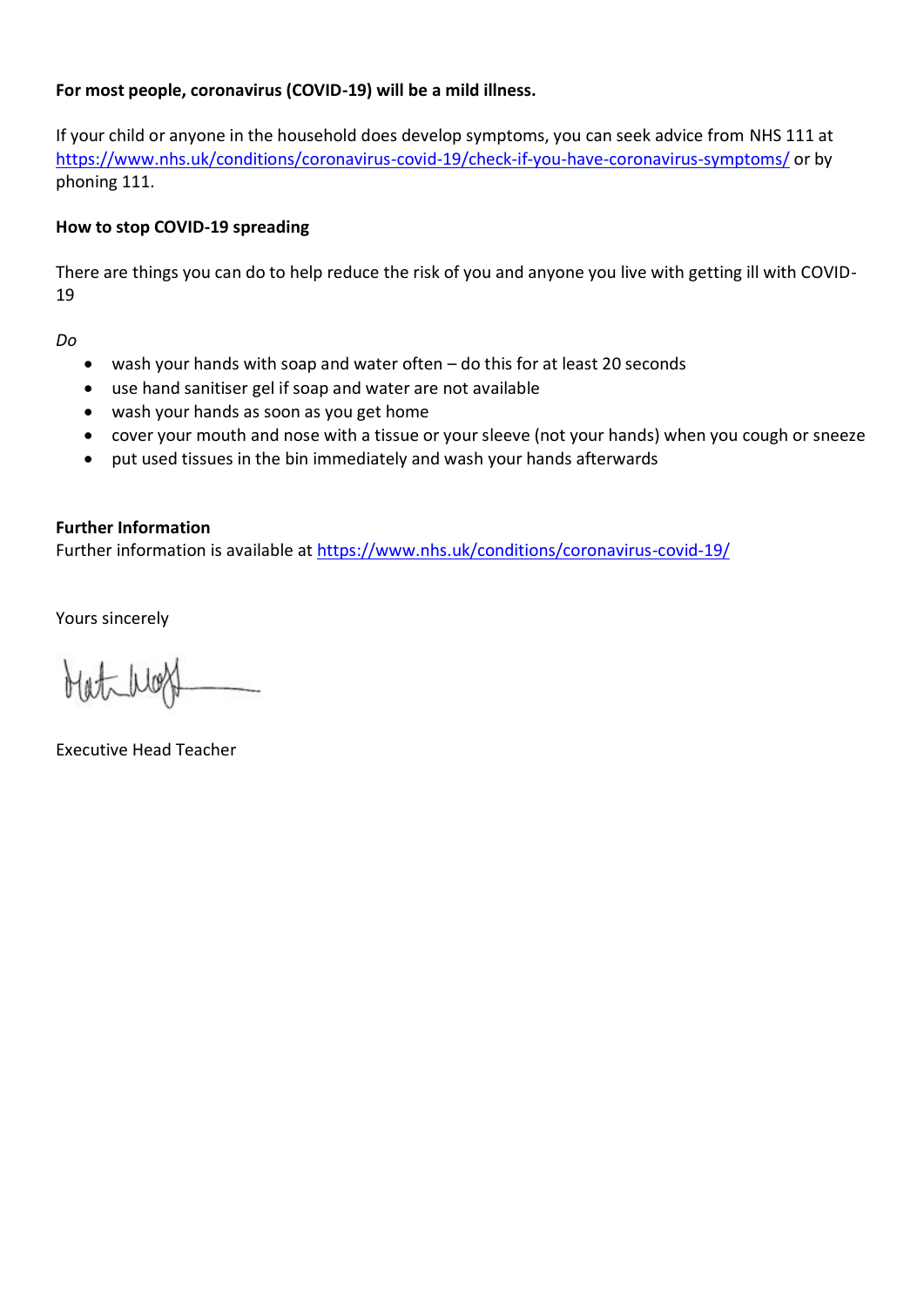**For most people, coronavirus (COVID-19) will be a mild illness.**

If your child or anyone in the household does develop symptoms, you can seek advice from NHS 111 at https://www.nhs.uk/conditions/coronavirus-covid-19/check-if-you-have-coronavirus-symptoms/ or by phoning 111.

**How to stop COVID-19 spreading**

There are things you can do to help reduce the risk of you and anyone you live with getting ill with COVID-19

*Do*

- wash your hands with soap and water often – do this for at least 20 seconds
- use hand sanitiser gel if soap and water are not available
- wash your hands as soon as you get home
- cover your mouth and nose with a tissue or your sleeve (not your hands) when you cough or sneeze
- put used tissues in the bin immediately and wash your hands afterwards

**Further Information**

Further information is available at https://www.nhs.uk/conditions/coronavirus-covid-19/

Yours sincerely

Executive Head Teacher